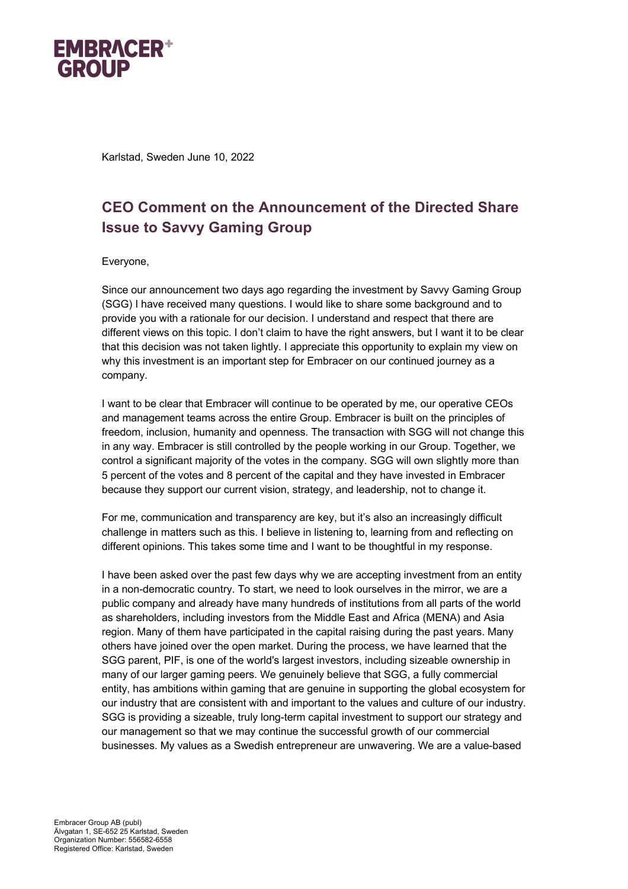Karlstad, Sweden June 10, 2022

## CEO Comment on the Announcement of the Directed Share Issue to Savvy Gaming Group

Everyone,

Since our announcement two days ago regarding the investment by Savvy Gaming Group (SGG) I have received many questions. I would like to share some background and to provide you with a rationale for our decision. I understand and respect that there are different views on this topic. I don't claim to have the right answers, but I want it to be clear that this decision was not taken lightly. I appreciate this opportunity to explain my view on why this investment is an important step for Embracer on our continued journey as a company.

I want to be clear that Embracer will continue to be operated by me, our operative CEOs and management teams across the entire Group. Embracer is built on the principles of freedom, inclusion, humanity and openness. The transaction with SGG will not change this in any way. Embracer is still controlled by the people working in our Group. Together, we control a significant majority of the votes in the company. SGG will own slightly more than 5 percent of the votes and 8 percent of the capital and they have invested in Embracer because they support our current vision, strategy, and leadership, not to change it.

For me, communication and transparency are key, but it's also an increasingly difficult challenge in matters such as this. I believe in listening to, learning from and reflecting on different opinions. This takes some time and I want to be thoughtful in my response.

I have been asked over the past few days why we are accepting investment from an entity in a non-democratic country. To start, we need to look ourselves in the mirror, we are a public company and already have many hundreds of institutions from all parts of the world as shareholders, including investors from the Middle East and Africa (MENA) and Asia region. Many of them have participated in the capital raising during the past years. Many others have joined over the open market. During the process, we have learned that the SGG parent, PIF, is one of the world's largest investors, including sizeable ownership in many of our larger gaming peers. We genuinely believe that SGG, a fully commercial entity, has ambitions within gaming that are genuine in supporting the global ecosystem for our industry that are consistent with and important to the values and culture of our industry. SGG is providing a sizeable, truly long-term capital investment to support our strategy and our management so that we may continue the successful growth of our commercial businesses. My values as a Swedish entrepreneur are unwavering. We are a value-based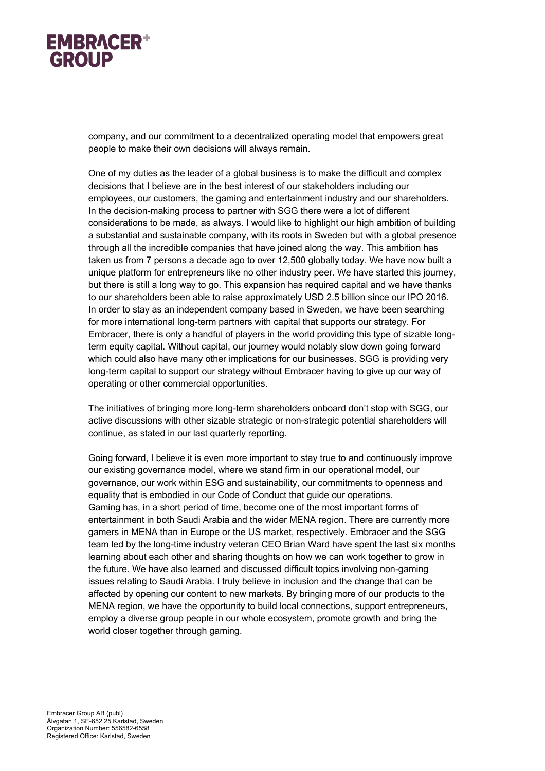company, and our commitment to a decentralized operating model that empowers great people to make their own decisions will always remain.

One of my duties as the leader of a global business is to make the difficult and complex decisions that I believe are in the best interest of our stakeholders including our employees, our customers, the gaming and entertainment industry and our shareholders. In the decision-making process to partner with SGG there were a lot of different considerations to be made, as always. I would like to highlight our high ambition of building a substantial and sustainable company, with its roots in Sweden but with a global presence through all the incredible companies that have joined along the way. This ambition has taken us from 7 persons a decade ago to over 12,500 globally today. We have now built a unique platform for entrepreneurs like no other industry peer. We have started this journey, but there is still a long way to go. This expansion has required capital and we have thanks to our shareholders been able to raise approximately USD 2.5 billion since our IPO 2016. In order to stay as an independent company based in Sweden, we have been searching for more international long-term partners with capital that supports our strategy. For Embracer, there is only a handful of players in the world providing this type of sizable long-term equity capital. Without capital, our journey would notably slow down going forward which could also have many other implications for our businesses. SGG is providing very long-term capital to support our strategy without Embracer having to give up our way of operating or other commercial opportunities.

The initiatives of bringing more long-term shareholders onboard don't stop with SGG, our active discussions with other sizable strategic or non-strategic potential shareholders will continue, as stated in our last quarterly reporting.

Going forward, I believe it is even more important to stay true to and continuously improve our existing governance model, where we stand firm in our operational model, our governance, our work within ESG and sustainability, our commitments to openness and equality that is embodied in our Code of Conduct that guide our operations.
Gaming has, in a short period of time, become one of the most important forms of entertainment in both Saudi Arabia and the wider MENA region. There are currently more gamers in MENA than in Europe or the US market, respectively. Embracer and the SGG team led by the long-time industry veteran CEO Brian Ward have spent the last six months learning about each other and sharing thoughts on how we can work together to grow in the future. We have also learned and discussed difficult topics involving non-gaming issues relating to Saudi Arabia. I truly believe in inclusion and the change that can be affected by opening our content to new markets. By bringing more of our products to the MENA region, we have the opportunity to build local connections, support entrepreneurs, employ a diverse group people in our whole ecosystem, promote growth and bring the world closer together through gaming.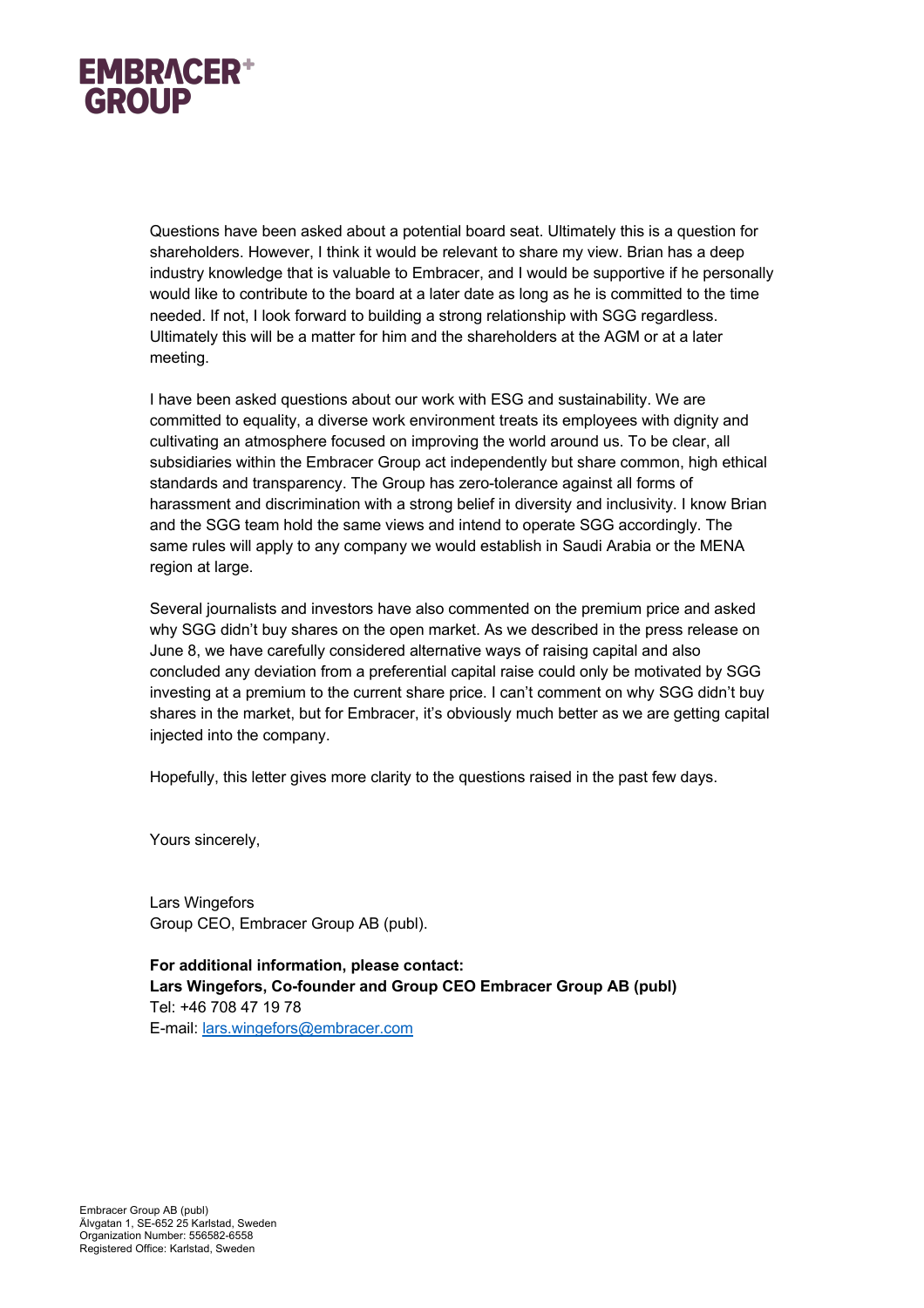Questions have been asked about a potential board seat. Ultimately this is a question for shareholders. However, I think it would be relevant to share my view. Brian has a deep industry knowledge that is valuable to Embracer, and I would be supportive if he personally would like to contribute to the board at a later date as long as he is committed to the time needed. If not, I look forward to building a strong relationship with SGG regardless. Ultimately this will be a matter for him and the shareholders at the AGM or at a later meeting.

I have been asked questions about our work with ESG and sustainability. We are committed to equality, a diverse work environment treats its employees with dignity and cultivating an atmosphere focused on improving the world around us. To be clear, all subsidiaries within the Embracer Group act independently but share common, high ethical standards and transparency. The Group has zero-tolerance against all forms of harassment and discrimination with a strong belief in diversity and inclusivity. I know Brian and the SGG team hold the same views and intend to operate SGG accordingly. The same rules will apply to any company we would establish in Saudi Arabia or the MENA region at large.

Several journalists and investors have also commented on the premium price and asked why SGG didn't buy shares on the open market. As we described in the press release on June 8, we have carefully considered alternative ways of raising capital and also concluded any deviation from a preferential capital raise could only be motivated by SGG investing at a premium to the current share price. I can't comment on why SGG didn't buy shares in the market, but for Embracer, it's obviously much better as we are getting capital injected into the company.

Hopefully, this letter gives more clarity to the questions raised in the past few days.

Yours sincerely,

Lars Wingefors
Group CEO, Embracer Group AB (publ).

**For additional information, please contact:**
**Lars Wingefors, Co-founder and Group CEO Embracer Group AB (publ)**
Tel: +46 708 47 19 78
E-mail: lars.wingefors@embracer.com

Embracer Group AB (publ)
Älvgatan 1, SE-652 25 Karlstad, Sweden
Organization Number: 556582-6558
Registered Office: Karlstad, Sweden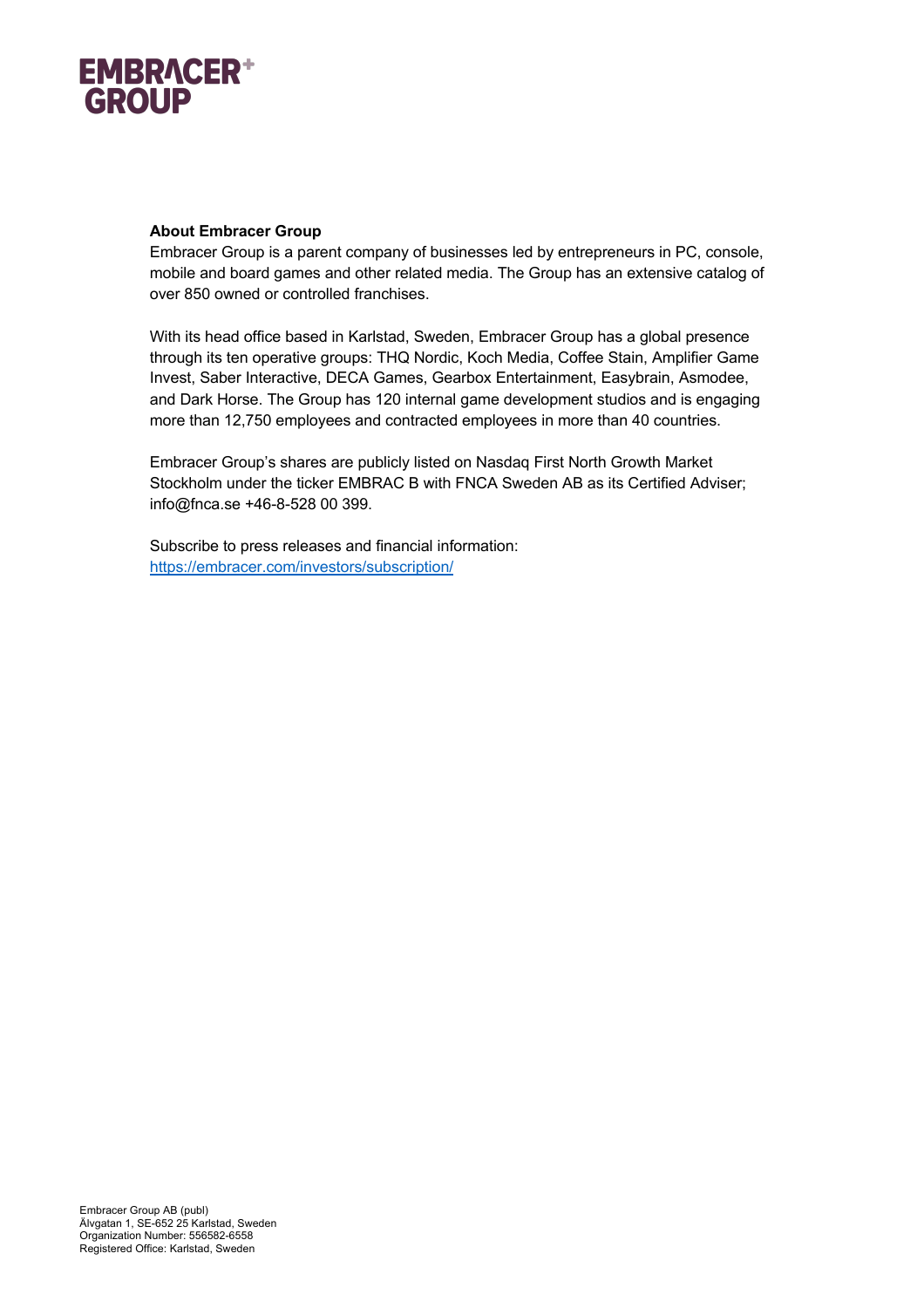**About Embracer Group**

Embracer Group is a parent company of businesses led by entrepreneurs in PC, console, mobile and board games and other related media. The Group has an extensive catalog of over 850 owned or controlled franchises.

With its head office based in Karlstad, Sweden, Embracer Group has a global presence through its ten operative groups: THQ Nordic, Koch Media, Coffee Stain, Amplifier Game Invest, Saber Interactive, DECA Games, Gearbox Entertainment, Easybrain, Asmodee, and Dark Horse. The Group has 120 internal game development studios and is engaging more than 12,750 employees and contracted employees in more than 40 countries.

Embracer Group's shares are publicly listed on Nasdaq First North Growth Market Stockholm under the ticker EMBRAC B with FNCA Sweden AB as its Certified Adviser; info@fnca.se +46-8-528 00 399.

Subscribe to press releases and financial information: https://embracer.com/investors/subscription/

Embracer Group AB (publ)
Älvgatan 1, SE-652 25 Karlstad, Sweden
Organization Number: 556582-6558
Registered Office: Karlstad, Sweden